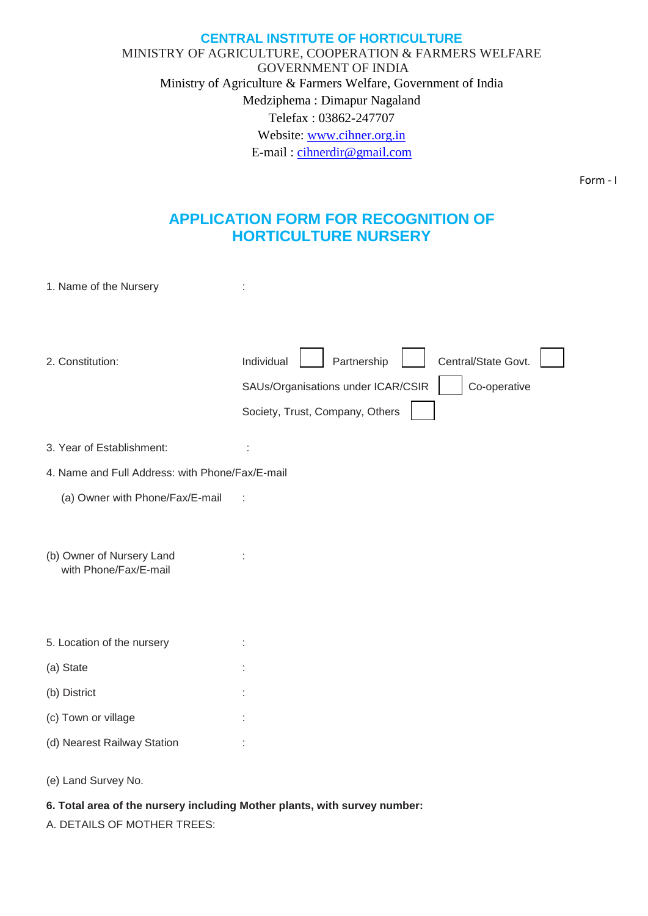**CENTRAL INSTITUTE OF HORTICULTURE**

MINISTRY OF AGRICULTURE, COOPERATION & FARMERS WELFARE
GOVERNMENT OF INDIA
Ministry of Agriculture & Farmers Welfare, Government of India
Medziphema : Dimapur Nagaland
Telefax : 03862-247707
Website: www.cihner.org.in
E-mail : cihnerdir@gmail.com

Form - I

# APPLICATION FORM FOR RECOGNITION OF HORTICULTURE NURSERY

1. Name of the Nursery :

2. Constitution: Individual ☐ Partnership ☐ Central/State Govt. ☐
   SAUs/Organisations under ICAR/CSIR ☐ Co-operative
   Society, Trust, Company, Others ☐

3. Year of Establishment: :

4. Name and Full Address: with Phone/Fax/E-mail

   (a) Owner with Phone/Fax/E-mail :

   (b) Owner of Nursery Land with Phone/Fax/E-mail :

5. Location of the nursery :

   (a) State :

   (b) District :

   (c) Town or village :

   (d) Nearest Railway Station :

   (e) Land Survey No.

**6. Total area of the nursery including Mother plants, with survey number:**

A. DETAILS OF MOTHER TREES: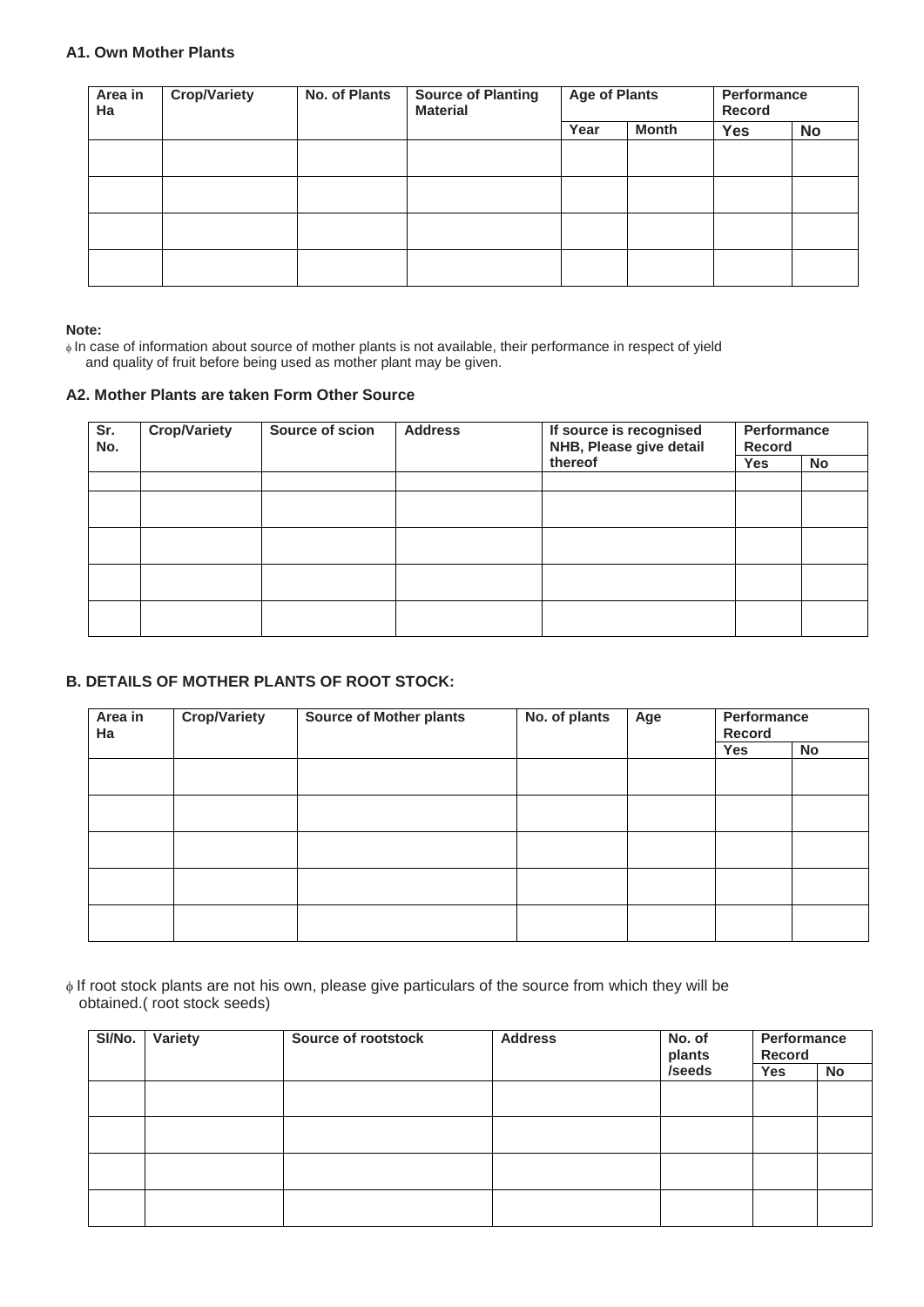### A1. Own Mother Plants

| Area in Ha | Crop/Variety | No. of Plants | Source of Planting Material | Age of Plants | | Performance Record | |
|---|---|---|---|---|---|---|---|
| | | | | Year | Month | Yes | No |
| | | | | | | | |
| | | | | | | | |
| | | | | | | | |
| | | | | | | | |

**Note:**

ϕ In case of information about source of mother plants is not available, their performance in respect of yield and quality of fruit before being used as mother plant may be given.

### A2. Mother Plants are taken Form Other Source

| Sr. No. | Crop/Variety | Source of scion | Address | If source is recognised NHB, Please give detail thereof | Performance Record | |
|---|---|---|---|---|---|---|
| | | | | | Yes | No |
| | | | | | | |
| | | | | | | |
| | | | | | | |
| | | | | | | |
| | | | | | | |

### B. DETAILS OF MOTHER PLANTS OF ROOT STOCK:

| Area in Ha | Crop/Variety | Source of Mother plants | No. of plants | Age | Performance Record | |
|---|---|---|---|---|---|---|
| | | | | | Yes | No |
| | | | | | | |
| | | | | | | |
| | | | | | | |
| | | | | | | |
| | | | | | | |

ϕ If root stock plants are not his own, please give particulars of the source from which they will be obtained.( root stock seeds)

| Sl/No. | Variety | Source of rootstock | Address | No. of plants /seeds | Performance Record | |
|---|---|---|---|---|---|---|
| | | | | | Yes | No |
| | | | | | | |
| | | | | | | |
| | | | | | | |
| | | | | | | |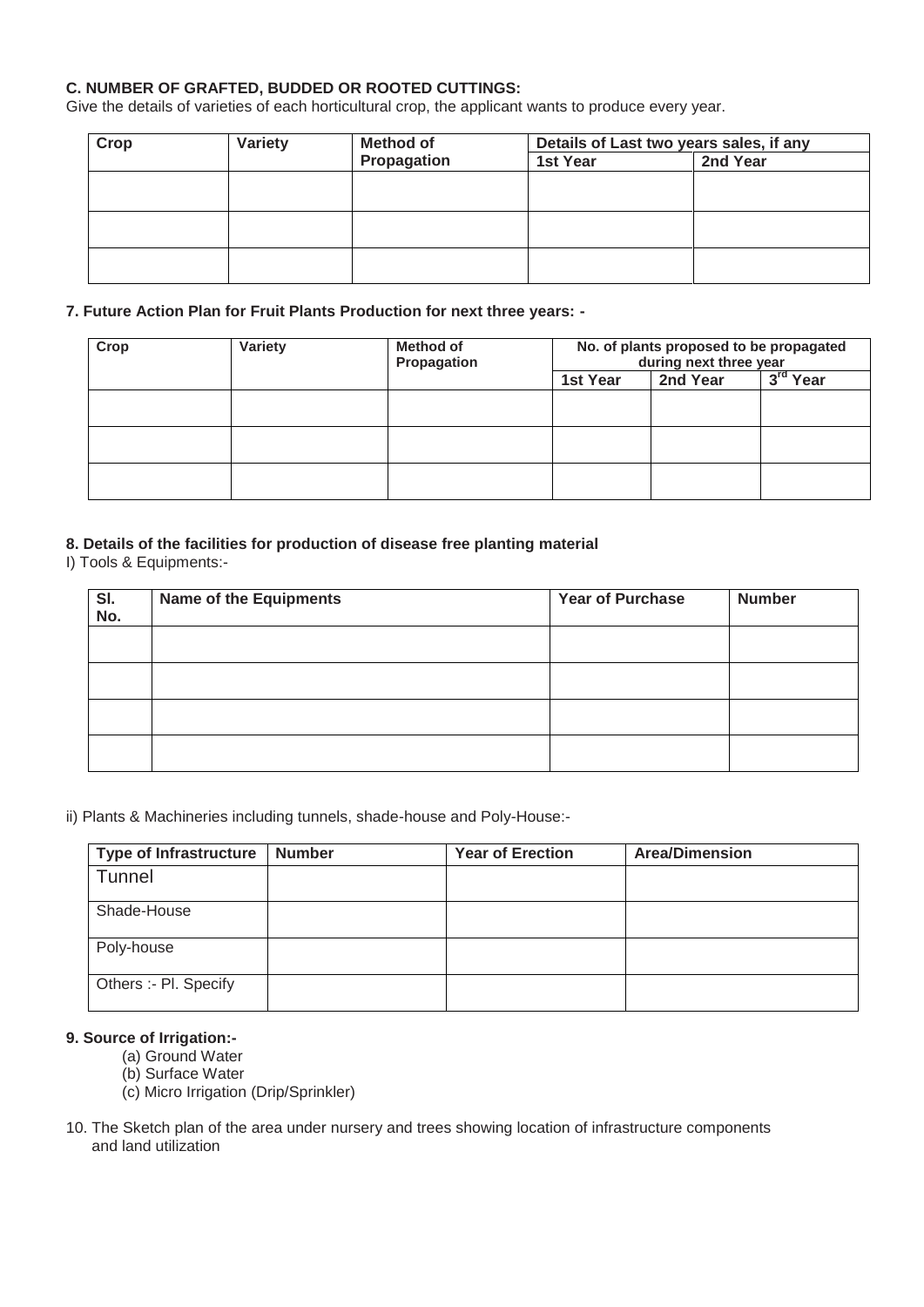**C. NUMBER OF GRAFTED, BUDDED OR ROOTED CUTTINGS:**

Give the details of varieties of each horticultural crop, the applicant wants to produce every year.

| Crop | Variety | Method of Propagation | Details of Last two years sales, if any | |
|---|---|---|---|---|
| | | | 1st Year | 2nd Year |
| | | | | |
| | | | | |
| | | | | |

**7. Future Action Plan for Fruit Plants Production for next three years: -**

| Crop | Variety | Method of Propagation | No. of plants proposed to be propagated during next three year | | |
|---|---|---|---|---|---|
| | | | 1st Year | 2nd Year | 3rd Year |
| | | | | | |
| | | | | | |
| | | | | | |

**8. Details of the facilities for production of disease free planting material**

I) Tools & Equipments:-

| Sl. No. | Name of the Equipments | Year of Purchase | Number |
|---|---|---|---|
| | | | |
| | | | |
| | | | |
| | | | |

ii) Plants & Machineries including tunnels, shade-house and Poly-House:-

| Type of Infrastructure | Number | Year of Erection | Area/Dimension |
|---|---|---|---|
| Tunnel | | | |
| Shade-House | | | |
| Poly-house | | | |
| Others :- Pl. Specify | | | |

**9. Source of Irrigation:-**

(a) Ground Water
(b) Surface Water
(c) Micro Irrigation (Drip/Sprinkler)

10. The Sketch plan of the area under nursery and trees showing location of infrastructure components and land utilization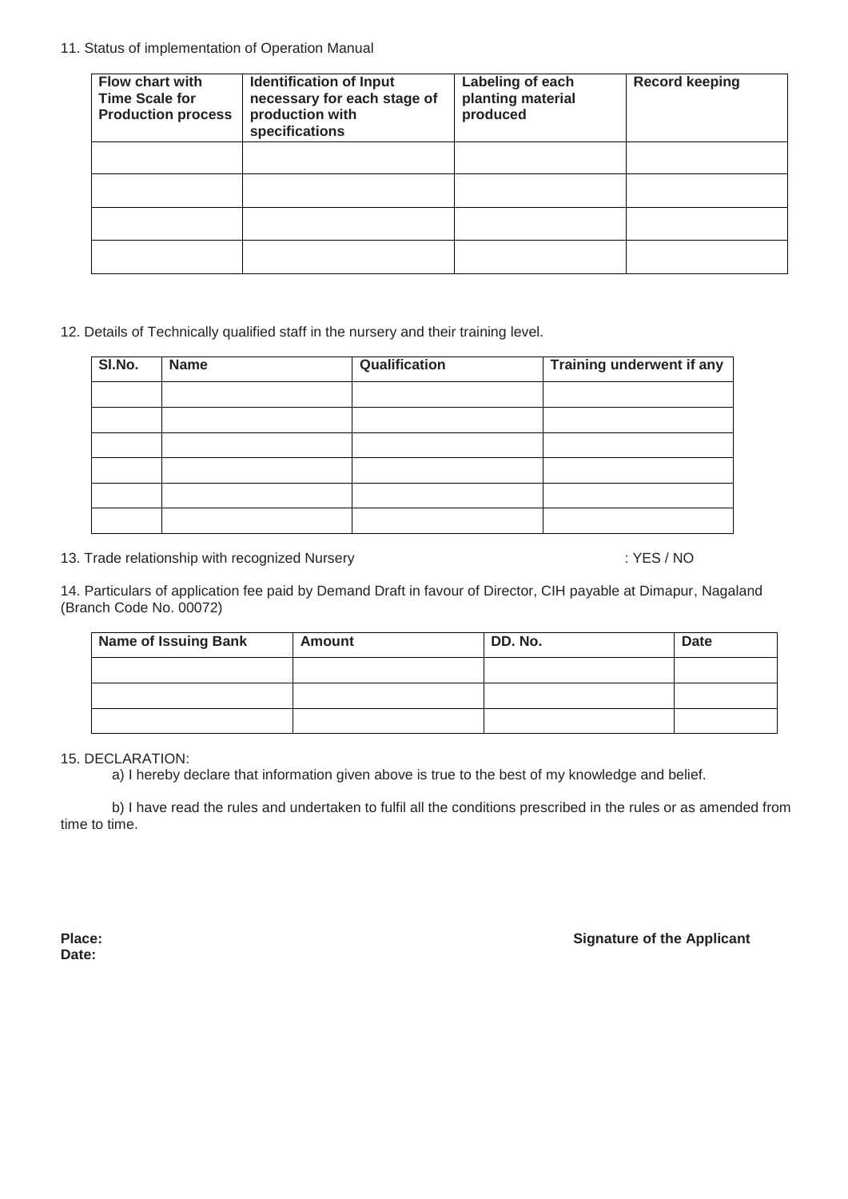11. Status of implementation of Operation Manual

| Flow chart with Time Scale for Production process | Identification of Input necessary for each stage of production with specifications | Labeling of each planting material produced | Record keeping |
|---|---|---|---|
| | | | |
| | | | |
| | | | |
| | | | |

12. Details of Technically qualified staff in the nursery and their training level.

| Sl.No. | Name | Qualification | Training underwent if any |
|---|---|---|---|
| | | | |
| | | | |
| | | | |
| | | | |
| | | | |
| | | | |

13. Trade relationship with recognized Nursery : YES / NO

14. Particulars of application fee paid by Demand Draft in favour of Director, CIH payable at Dimapur, Nagaland (Branch Code No. 00072)

| Name of Issuing Bank | Amount | DD. No. | Date |
|---|---|---|---|
| | | | |
| | | | |
| | | | |

15. DECLARATION:

a) I hereby declare that information given above is true to the best of my knowledge and belief.

b) I have read the rules and undertaken to fulfil all the conditions prescribed in the rules or as amended from time to time.

**Place:**

**Date:**

**Signature of the Applicant**